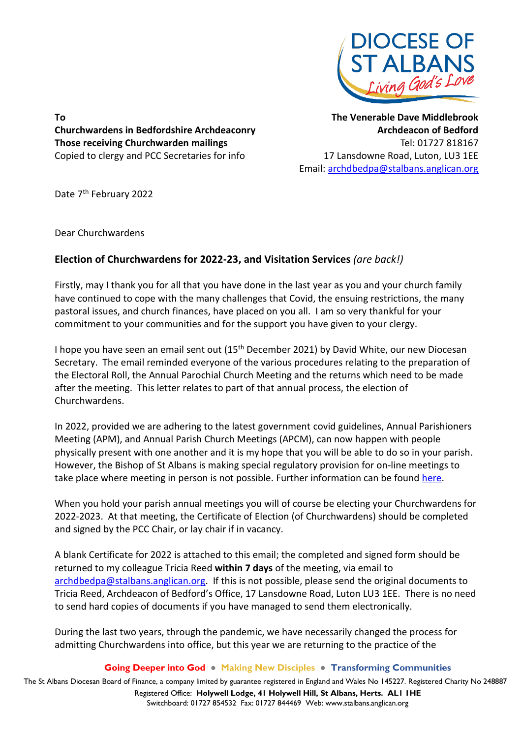DIOCESE OF ST ALBANS
*Living God's Love*

**To**
**Churchwardens in Bedfordshire Archdeaconry**
**Those receiving Churchwarden mailings**
Copied to clergy and PCC Secretaries for info

**The Venerable Dave Middlebrook**
**Archdeacon of Bedford**
Tel: 01727 818167
17 Lansdowne Road, Luton, LU3 1EE
Email: archdbedpa@stalbans.anglican.org

Date 7th February 2022

Dear Churchwardens

**Election of Churchwardens for 2022-23, and Visitation Services** *(are back!)*

Firstly, may I thank you for all that you have done in the last year as you and your church family have continued to cope with the many challenges that Covid, the ensuing restrictions, the many pastoral issues, and church finances, have placed on you all. I am so very thankful for your commitment to your communities and for the support you have given to your clergy.

I hope you have seen an email sent out (15th December 2021) by David White, our new Diocesan Secretary. The email reminded everyone of the various procedures relating to the preparation of the Electoral Roll, the Annual Parochial Church Meeting and the returns which need to be made after the meeting. This letter relates to part of that annual process, the election of Churchwardens.

In 2022, provided we are adhering to the latest government covid guidelines, Annual Parishioners Meeting (APM), and Annual Parish Church Meetings (APCM), can now happen with people physically present with one another and it is my hope that you will be able to do so in your parish. However, the Bishop of St Albans is making special regulatory provision for on-line meetings to take place where meeting in person is not possible. Further information can be found here.

When you hold your parish annual meetings you will of course be electing your Churchwardens for 2022-2023. At that meeting, the Certificate of Election (of Churchwardens) should be completed and signed by the PCC Chair, or lay chair if in vacancy.

A blank Certificate for 2022 is attached to this email; the completed and signed form should be returned to my colleague Tricia Reed **within 7 days** of the meeting, via email to archdbedpa@stalbans.anglican.org. If this is not possible, please send the original documents to Tricia Reed, Archdeacon of Bedford's Office, 17 Lansdowne Road, Luton LU3 1EE. There is no need to send hard copies of documents if you have managed to send them electronically.

During the last two years, through the pandemic, we have necessarily changed the process for admitting Churchwardens into office, but this year we are returning to the practice of the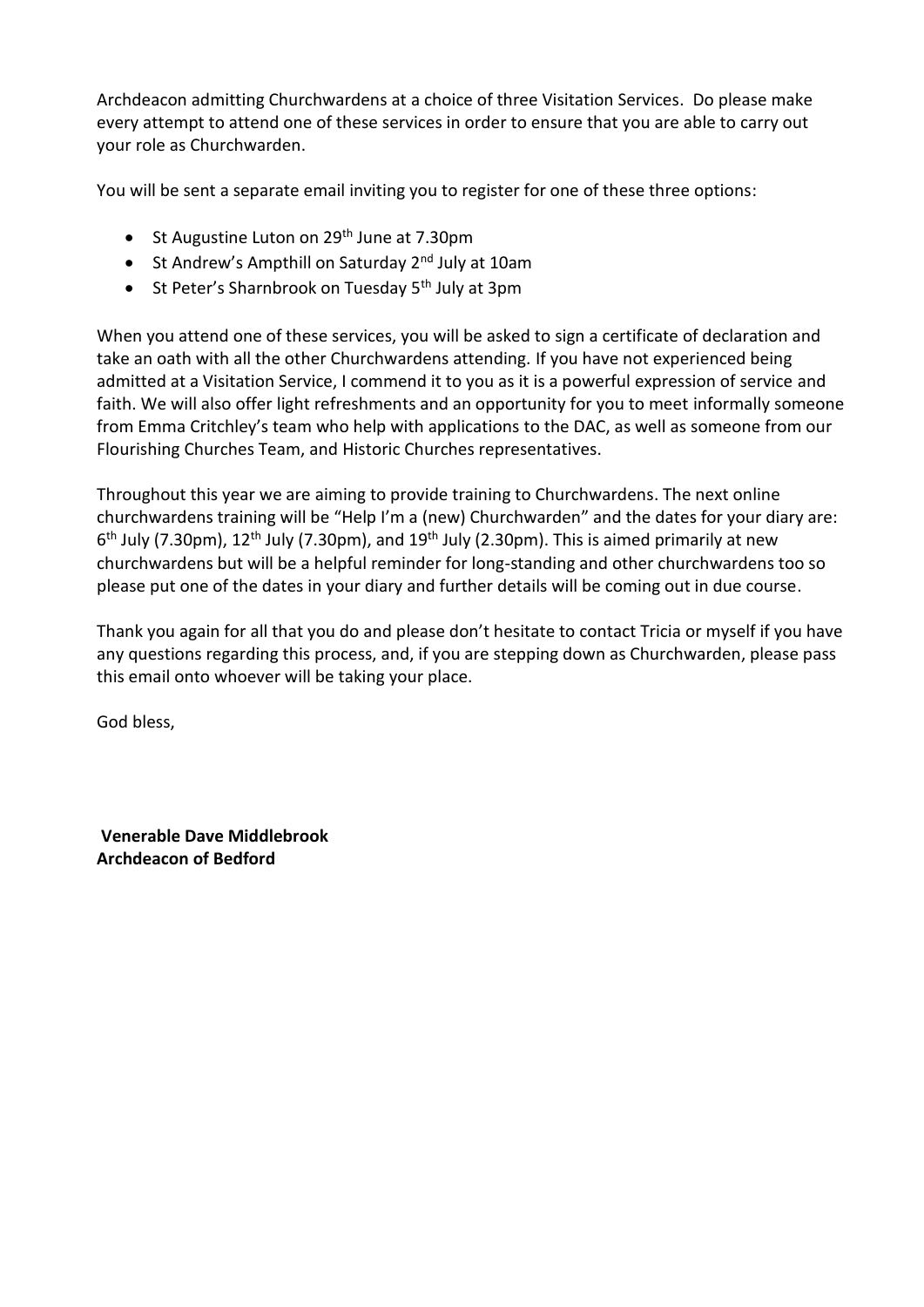Archdeacon admitting Churchwardens at a choice of three Visitation Services. Do please make every attempt to attend one of these services in order to ensure that you are able to carry out your role as Churchwarden.

You will be sent a separate email inviting you to register for one of these three options:

- St Augustine Luton on 29th June at 7.30pm
- St Andrew's Ampthill on Saturday 2nd July at 10am
- St Peter's Sharnbrook on Tuesday 5th July at 3pm

When you attend one of these services, you will be asked to sign a certificate of declaration and take an oath with all the other Churchwardens attending. If you have not experienced being admitted at a Visitation Service, I commend it to you as it is a powerful expression of service and faith. We will also offer light refreshments and an opportunity for you to meet informally someone from Emma Critchley's team who help with applications to the DAC, as well as someone from our Flourishing Churches Team, and Historic Churches representatives.

Throughout this year we are aiming to provide training to Churchwardens. The next online churchwardens training will be "Help I'm a (new) Churchwarden" and the dates for your diary are: 6th July (7.30pm), 12th July (7.30pm), and 19th July (2.30pm). This is aimed primarily at new churchwardens but will be a helpful reminder for long-standing and other churchwardens too so please put one of the dates in your diary and further details will be coming out in due course.

Thank you again for all that you do and please don't hesitate to contact Tricia or myself if you have any questions regarding this process, and, if you are stepping down as Churchwarden, please pass this email onto whoever will be taking your place.

God bless,

**Venerable Dave Middlebrook**
**Archdeacon of Bedford**